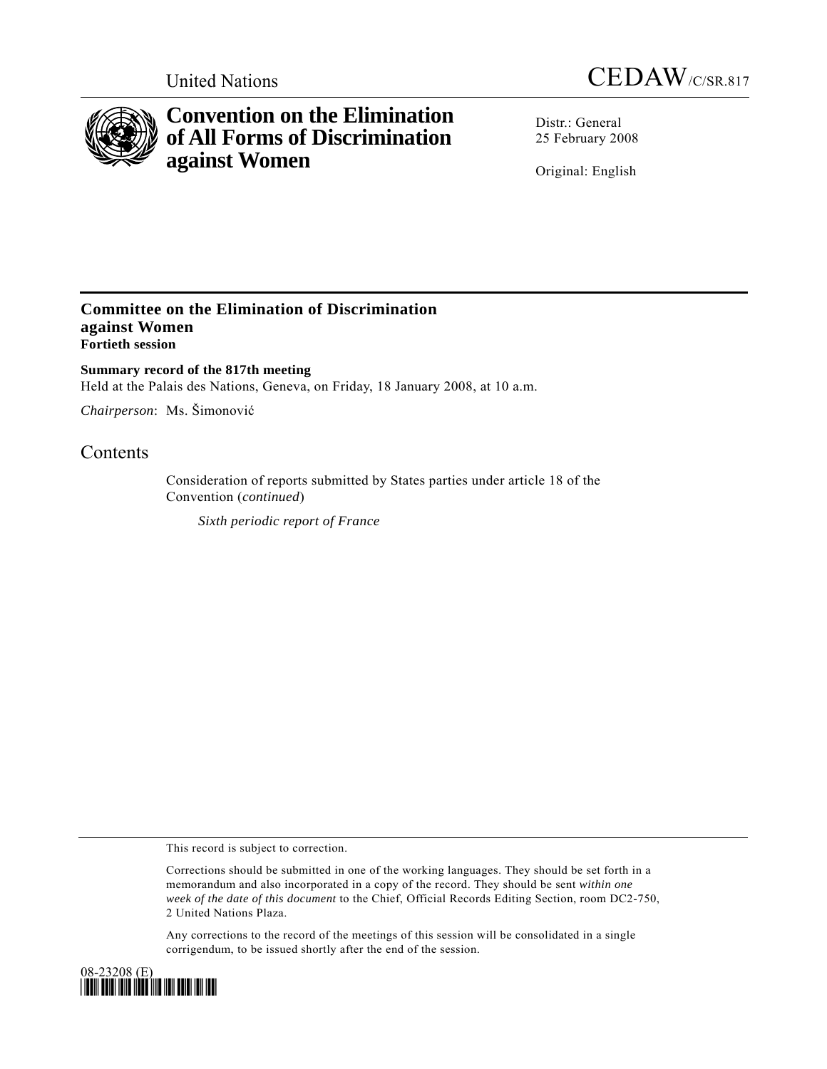United Nations

CEDAW/C/SR.817

# Convention on the Elimination of All Forms of Discrimination against Women

Distr.: General
25 February 2008

Original: English

## Committee on the Elimination of Discrimination against Women
**Fortieth session**

**Summary record of the 817th meeting**
Held at the Palais des Nations, Geneva, on Friday, 18 January 2008, at 10 a.m.

*Chairperson*: Ms. Šimonović

## Contents

Consideration of reports submitted by States parties under article 18 of the Convention (*continued*)

*Sixth periodic report of France*

This record is subject to correction.

Corrections should be submitted in one of the working languages. They should be set forth in a memorandum and also incorporated in a copy of the record. They should be sent *within one week of the date of this document* to the Chief, Official Records Editing Section, room DC2-750, 2 United Nations Plaza.

Any corrections to the record of the meetings of this session will be consolidated in a single corrigendum, to be issued shortly after the end of the session.

08-23208 (E)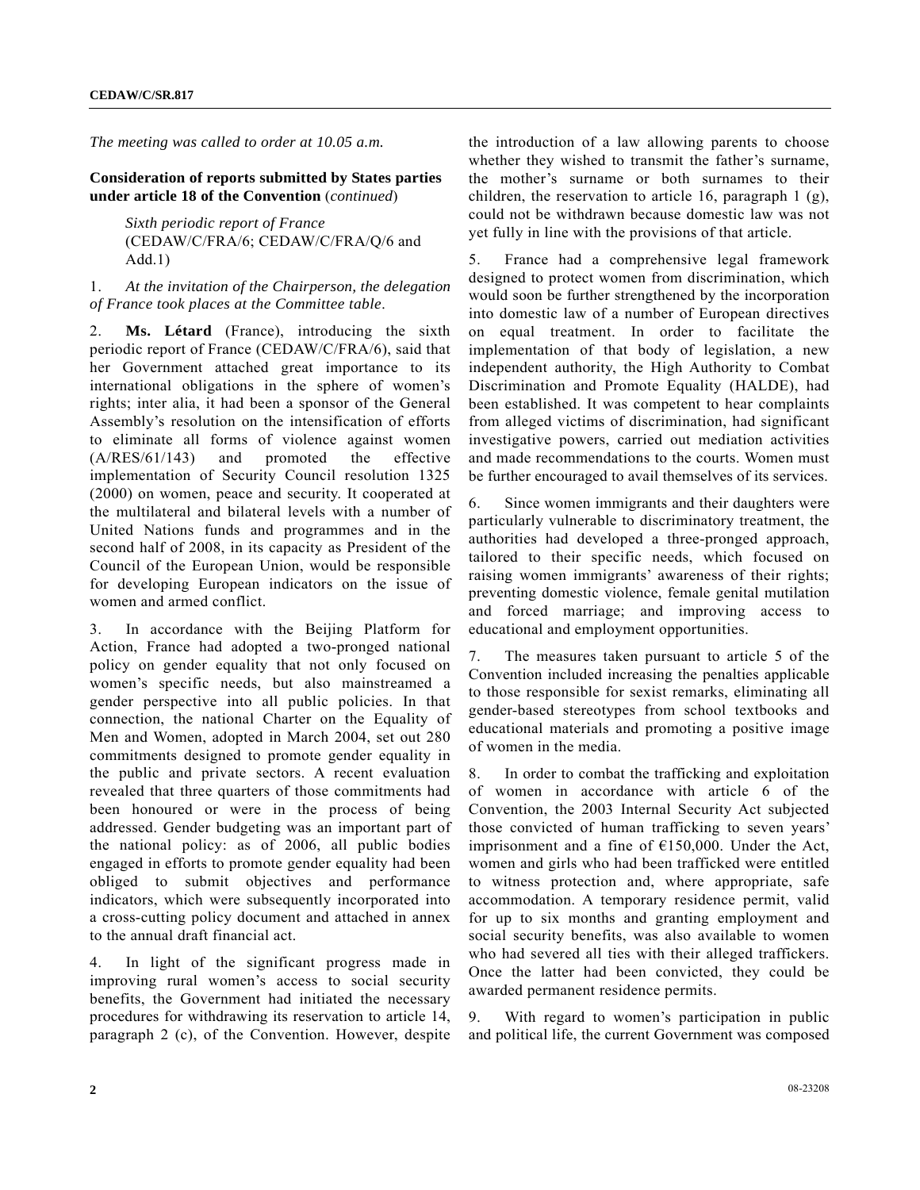*The meeting was called to order at 10.05 a.m.*

**Consideration of reports submitted by States parties under article 18 of the Convention** (*continued*)

*Sixth periodic report of France* (CEDAW/C/FRA/6; CEDAW/C/FRA/Q/6 and Add.1)

1. *At the invitation of the Chairperson, the delegation of France took places at the Committee table*.

2. **Ms. Létard** (France), introducing the sixth periodic report of France (CEDAW/C/FRA/6), said that her Government attached great importance to its international obligations in the sphere of women's rights; inter alia, it had been a sponsor of the General Assembly's resolution on the intensification of efforts to eliminate all forms of violence against women (A/RES/61/143) and promoted the effective implementation of Security Council resolution 1325 (2000) on women, peace and security. It cooperated at the multilateral and bilateral levels with a number of United Nations funds and programmes and in the second half of 2008, in its capacity as President of the Council of the European Union, would be responsible for developing European indicators on the issue of women and armed conflict.

3. In accordance with the Beijing Platform for Action, France had adopted a two-pronged national policy on gender equality that not only focused on women's specific needs, but also mainstreamed a gender perspective into all public policies. In that connection, the national Charter on the Equality of Men and Women, adopted in March 2004, set out 280 commitments designed to promote gender equality in the public and private sectors. A recent evaluation revealed that three quarters of those commitments had been honoured or were in the process of being addressed. Gender budgeting was an important part of the national policy: as of 2006, all public bodies engaged in efforts to promote gender equality had been obliged to submit objectives and performance indicators, which were subsequently incorporated into a cross-cutting policy document and attached in annex to the annual draft financial act.

4. In light of the significant progress made in improving rural women's access to social security benefits, the Government had initiated the necessary procedures for withdrawing its reservation to article 14, paragraph 2 (c), of the Convention. However, despite the introduction of a law allowing parents to choose whether they wished to transmit the father's surname, the mother's surname or both surnames to their children, the reservation to article 16, paragraph 1 (g), could not be withdrawn because domestic law was not yet fully in line with the provisions of that article.

5. France had a comprehensive legal framework designed to protect women from discrimination, which would soon be further strengthened by the incorporation into domestic law of a number of European directives on equal treatment. In order to facilitate the implementation of that body of legislation, a new independent authority, the High Authority to Combat Discrimination and Promote Equality (HALDE), had been established. It was competent to hear complaints from alleged victims of discrimination, had significant investigative powers, carried out mediation activities and made recommendations to the courts. Women must be further encouraged to avail themselves of its services.

6. Since women immigrants and their daughters were particularly vulnerable to discriminatory treatment, the authorities had developed a three-pronged approach, tailored to their specific needs, which focused on raising women immigrants' awareness of their rights; preventing domestic violence, female genital mutilation and forced marriage; and improving access to educational and employment opportunities.

7. The measures taken pursuant to article 5 of the Convention included increasing the penalties applicable to those responsible for sexist remarks, eliminating all gender-based stereotypes from school textbooks and educational materials and promoting a positive image of women in the media.

8. In order to combat the trafficking and exploitation of women in accordance with article 6 of the Convention, the 2003 Internal Security Act subjected those convicted of human trafficking to seven years' imprisonment and a fine of €150,000. Under the Act, women and girls who had been trafficked were entitled to witness protection and, where appropriate, safe accommodation. A temporary residence permit, valid for up to six months and granting employment and social security benefits, was also available to women who had severed all ties with their alleged traffickers. Once the latter had been convicted, they could be awarded permanent residence permits.

9. With regard to women's participation in public and political life, the current Government was composed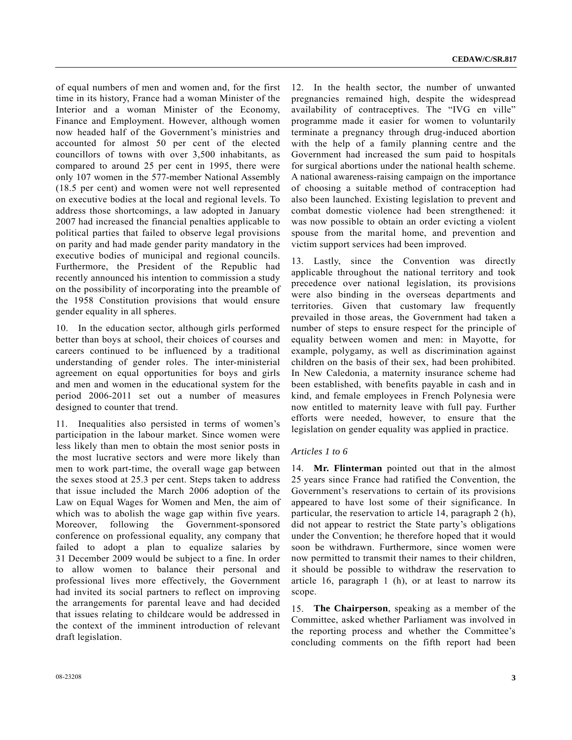of equal numbers of men and women and, for the first time in its history, France had a woman Minister of the Interior and a woman Minister of the Economy, Finance and Employment. However, although women now headed half of the Government's ministries and accounted for almost 50 per cent of the elected councillors of towns with over 3,500 inhabitants, as compared to around 25 per cent in 1995, there were only 107 women in the 577-member National Assembly (18.5 per cent) and women were not well represented on executive bodies at the local and regional levels. To address those shortcomings, a law adopted in January 2007 had increased the financial penalties applicable to political parties that failed to observe legal provisions on parity and had made gender parity mandatory in the executive bodies of municipal and regional councils. Furthermore, the President of the Republic had recently announced his intention to commission a study on the possibility of incorporating into the preamble of the 1958 Constitution provisions that would ensure gender equality in all spheres.

10. In the education sector, although girls performed better than boys at school, their choices of courses and careers continued to be influenced by a traditional understanding of gender roles. The inter-ministerial agreement on equal opportunities for boys and girls and men and women in the educational system for the period 2006-2011 set out a number of measures designed to counter that trend.

11. Inequalities also persisted in terms of women's participation in the labour market. Since women were less likely than men to obtain the most senior posts in the most lucrative sectors and were more likely than men to work part-time, the overall wage gap between the sexes stood at 25.3 per cent. Steps taken to address that issue included the March 2006 adoption of the Law on Equal Wages for Women and Men, the aim of which was to abolish the wage gap within five years. Moreover, following the Government-sponsored conference on professional equality, any company that failed to adopt a plan to equalize salaries by 31 December 2009 would be subject to a fine. In order to allow women to balance their personal and professional lives more effectively, the Government had invited its social partners to reflect on improving the arrangements for parental leave and had decided that issues relating to childcare would be addressed in the context of the imminent introduction of relevant draft legislation.

12. In the health sector, the number of unwanted pregnancies remained high, despite the widespread availability of contraceptives. The "IVG en ville" programme made it easier for women to voluntarily terminate a pregnancy through drug-induced abortion with the help of a family planning centre and the Government had increased the sum paid to hospitals for surgical abortions under the national health scheme. A national awareness-raising campaign on the importance of choosing a suitable method of contraception had also been launched. Existing legislation to prevent and combat domestic violence had been strengthened: it was now possible to obtain an order evicting a violent spouse from the marital home, and prevention and victim support services had been improved.

13. Lastly, since the Convention was directly applicable throughout the national territory and took precedence over national legislation, its provisions were also binding in the overseas departments and territories. Given that customary law frequently prevailed in those areas, the Government had taken a number of steps to ensure respect for the principle of equality between women and men: in Mayotte, for example, polygamy, as well as discrimination against children on the basis of their sex, had been prohibited. In New Caledonia, a maternity insurance scheme had been established, with benefits payable in cash and in kind, and female employees in French Polynesia were now entitled to maternity leave with full pay. Further efforts were needed, however, to ensure that the legislation on gender equality was applied in practice.

*Articles 1 to 6*

14. **Mr. Flinterman** pointed out that in the almost 25 years since France had ratified the Convention, the Government's reservations to certain of its provisions appeared to have lost some of their significance. In particular, the reservation to article 14, paragraph 2 (h), did not appear to restrict the State party's obligations under the Convention; he therefore hoped that it would soon be withdrawn. Furthermore, since women were now permitted to transmit their names to their children, it should be possible to withdraw the reservation to article 16, paragraph 1 (h), or at least to narrow its scope.

15. **The Chairperson**, speaking as a member of the Committee, asked whether Parliament was involved in the reporting process and whether the Committee's concluding comments on the fifth report had been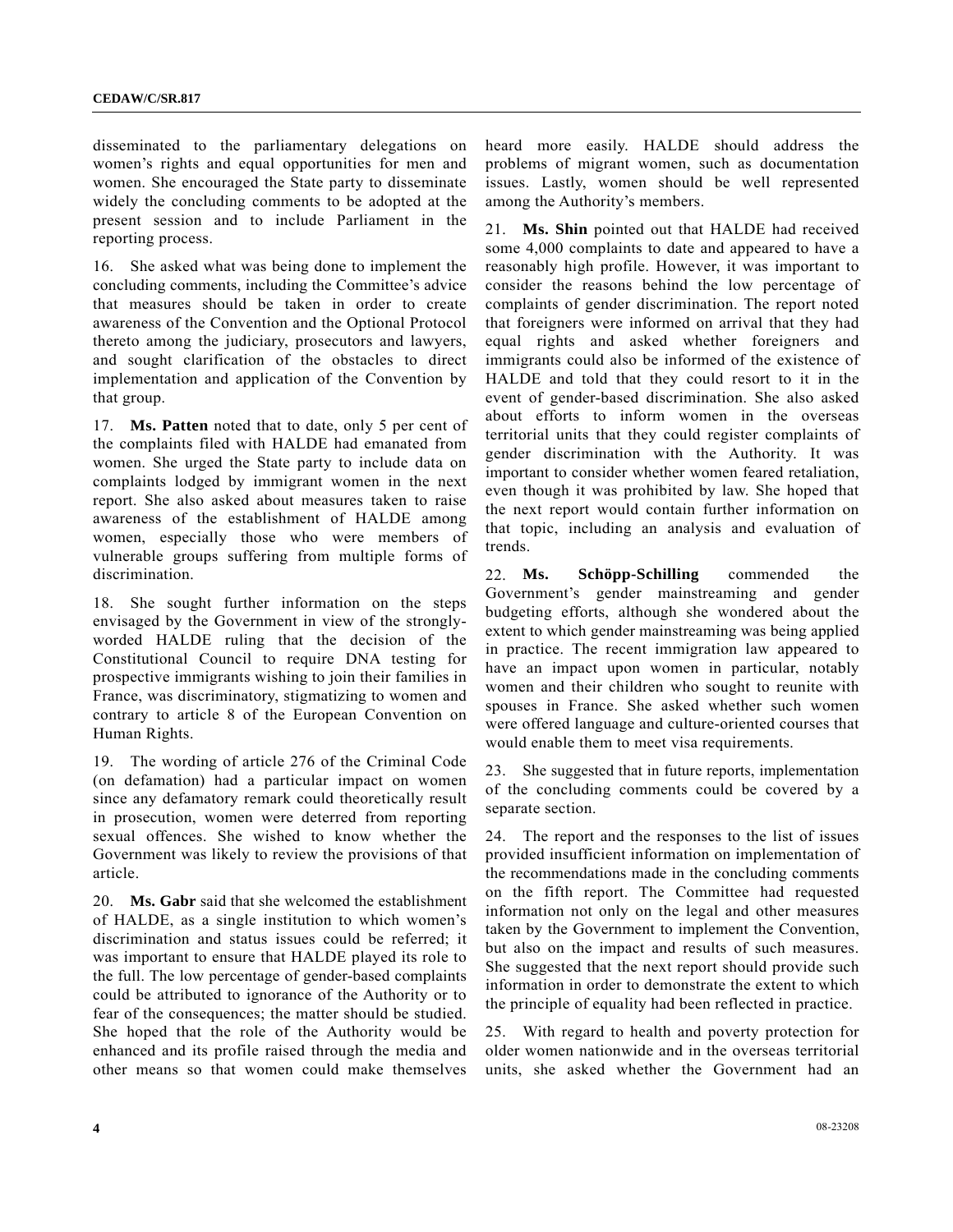disseminated to the parliamentary delegations on women's rights and equal opportunities for men and women. She encouraged the State party to disseminate widely the concluding comments to be adopted at the present session and to include Parliament in the reporting process.

16. She asked what was being done to implement the concluding comments, including the Committee's advice that measures should be taken in order to create awareness of the Convention and the Optional Protocol thereto among the judiciary, prosecutors and lawyers, and sought clarification of the obstacles to direct implementation and application of the Convention by that group.

17. **Ms. Patten** noted that to date, only 5 per cent of the complaints filed with HALDE had emanated from women. She urged the State party to include data on complaints lodged by immigrant women in the next report. She also asked about measures taken to raise awareness of the establishment of HALDE among women, especially those who were members of vulnerable groups suffering from multiple forms of discrimination.

18. She sought further information on the steps envisaged by the Government in view of the strongly-worded HALDE ruling that the decision of the Constitutional Council to require DNA testing for prospective immigrants wishing to join their families in France, was discriminatory, stigmatizing to women and contrary to article 8 of the European Convention on Human Rights.

19. The wording of article 276 of the Criminal Code (on defamation) had a particular impact on women since any defamatory remark could theoretically result in prosecution, women were deterred from reporting sexual offences. She wished to know whether the Government was likely to review the provisions of that article.

20. **Ms. Gabr** said that she welcomed the establishment of HALDE, as a single institution to which women's discrimination and status issues could be referred; it was important to ensure that HALDE played its role to the full. The low percentage of gender-based complaints could be attributed to ignorance of the Authority or to fear of the consequences; the matter should be studied. She hoped that the role of the Authority would be enhanced and its profile raised through the media and other means so that women could make themselves heard more easily. HALDE should address the problems of migrant women, such as documentation issues. Lastly, women should be well represented among the Authority's members.

21. **Ms. Shin** pointed out that HALDE had received some 4,000 complaints to date and appeared to have a reasonably high profile. However, it was important to consider the reasons behind the low percentage of complaints of gender discrimination. The report noted that foreigners were informed on arrival that they had equal rights and asked whether foreigners and immigrants could also be informed of the existence of HALDE and told that they could resort to it in the event of gender-based discrimination. She also asked about efforts to inform women in the overseas territorial units that they could register complaints of gender discrimination with the Authority. It was important to consider whether women feared retaliation, even though it was prohibited by law. She hoped that the next report would contain further information on that topic, including an analysis and evaluation of trends.

22. **Ms. Schöpp-Schilling** commended the Government's gender mainstreaming and gender budgeting efforts, although she wondered about the extent to which gender mainstreaming was being applied in practice. The recent immigration law appeared to have an impact upon women in particular, notably women and their children who sought to reunite with spouses in France. She asked whether such women were offered language and culture-oriented courses that would enable them to meet visa requirements.

23. She suggested that in future reports, implementation of the concluding comments could be covered by a separate section.

24. The report and the responses to the list of issues provided insufficient information on implementation of the recommendations made in the concluding comments on the fifth report. The Committee had requested information not only on the legal and other measures taken by the Government to implement the Convention, but also on the impact and results of such measures. She suggested that the next report should provide such information in order to demonstrate the extent to which the principle of equality had been reflected in practice.

25. With regard to health and poverty protection for older women nationwide and in the overseas territorial units, she asked whether the Government had an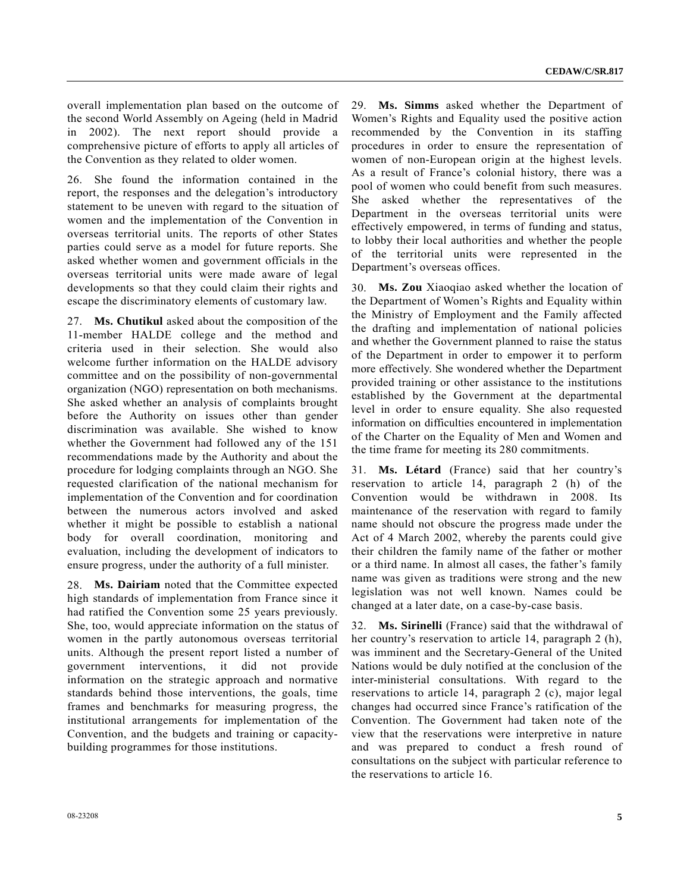overall implementation plan based on the outcome of the second World Assembly on Ageing (held in Madrid in 2002). The next report should provide a comprehensive picture of efforts to apply all articles of the Convention as they related to older women.

26. She found the information contained in the report, the responses and the delegation's introductory statement to be uneven with regard to the situation of women and the implementation of the Convention in overseas territorial units. The reports of other States parties could serve as a model for future reports. She asked whether women and government officials in the overseas territorial units were made aware of legal developments so that they could claim their rights and escape the discriminatory elements of customary law.

27. **Ms. Chutikul** asked about the composition of the 11-member HALDE college and the method and criteria used in their selection. She would also welcome further information on the HALDE advisory committee and on the possibility of non-governmental organization (NGO) representation on both mechanisms. She asked whether an analysis of complaints brought before the Authority on issues other than gender discrimination was available. She wished to know whether the Government had followed any of the 151 recommendations made by the Authority and about the procedure for lodging complaints through an NGO. She requested clarification of the national mechanism for implementation of the Convention and for coordination between the numerous actors involved and asked whether it might be possible to establish a national body for overall coordination, monitoring and evaluation, including the development of indicators to ensure progress, under the authority of a full minister.

28. **Ms. Dairiam** noted that the Committee expected high standards of implementation from France since it had ratified the Convention some 25 years previously. She, too, would appreciate information on the status of women in the partly autonomous overseas territorial units. Although the present report listed a number of government interventions, it did not provide information on the strategic approach and normative standards behind those interventions, the goals, time frames and benchmarks for measuring progress, the institutional arrangements for implementation of the Convention, and the budgets and training or capacity-building programmes for those institutions.

29. **Ms. Simms** asked whether the Department of Women's Rights and Equality used the positive action recommended by the Convention in its staffing procedures in order to ensure the representation of women of non-European origin at the highest levels. As a result of France's colonial history, there was a pool of women who could benefit from such measures. She asked whether the representatives of the Department in the overseas territorial units were effectively empowered, in terms of funding and status, to lobby their local authorities and whether the people of the territorial units were represented in the Department's overseas offices.

30. **Ms. Zou** Xiaoqiao asked whether the location of the Department of Women's Rights and Equality within the Ministry of Employment and the Family affected the drafting and implementation of national policies and whether the Government planned to raise the status of the Department in order to empower it to perform more effectively. She wondered whether the Department provided training or other assistance to the institutions established by the Government at the departmental level in order to ensure equality. She also requested information on difficulties encountered in implementation of the Charter on the Equality of Men and Women and the time frame for meeting its 280 commitments.

31. **Ms. Létard** (France) said that her country's reservation to article 14, paragraph 2 (h) of the Convention would be withdrawn in 2008. Its maintenance of the reservation with regard to family name should not obscure the progress made under the Act of 4 March 2002, whereby the parents could give their children the family name of the father or mother or a third name. In almost all cases, the father's family name was given as traditions were strong and the new legislation was not well known. Names could be changed at a later date, on a case-by-case basis.

32. **Ms. Sirinelli** (France) said that the withdrawal of her country's reservation to article 14, paragraph 2 (h), was imminent and the Secretary-General of the United Nations would be duly notified at the conclusion of the inter-ministerial consultations. With regard to the reservations to article 14, paragraph 2 (c), major legal changes had occurred since France's ratification of the Convention. The Government had taken note of the view that the reservations were interpretive in nature and was prepared to conduct a fresh round of consultations on the subject with particular reference to the reservations to article 16.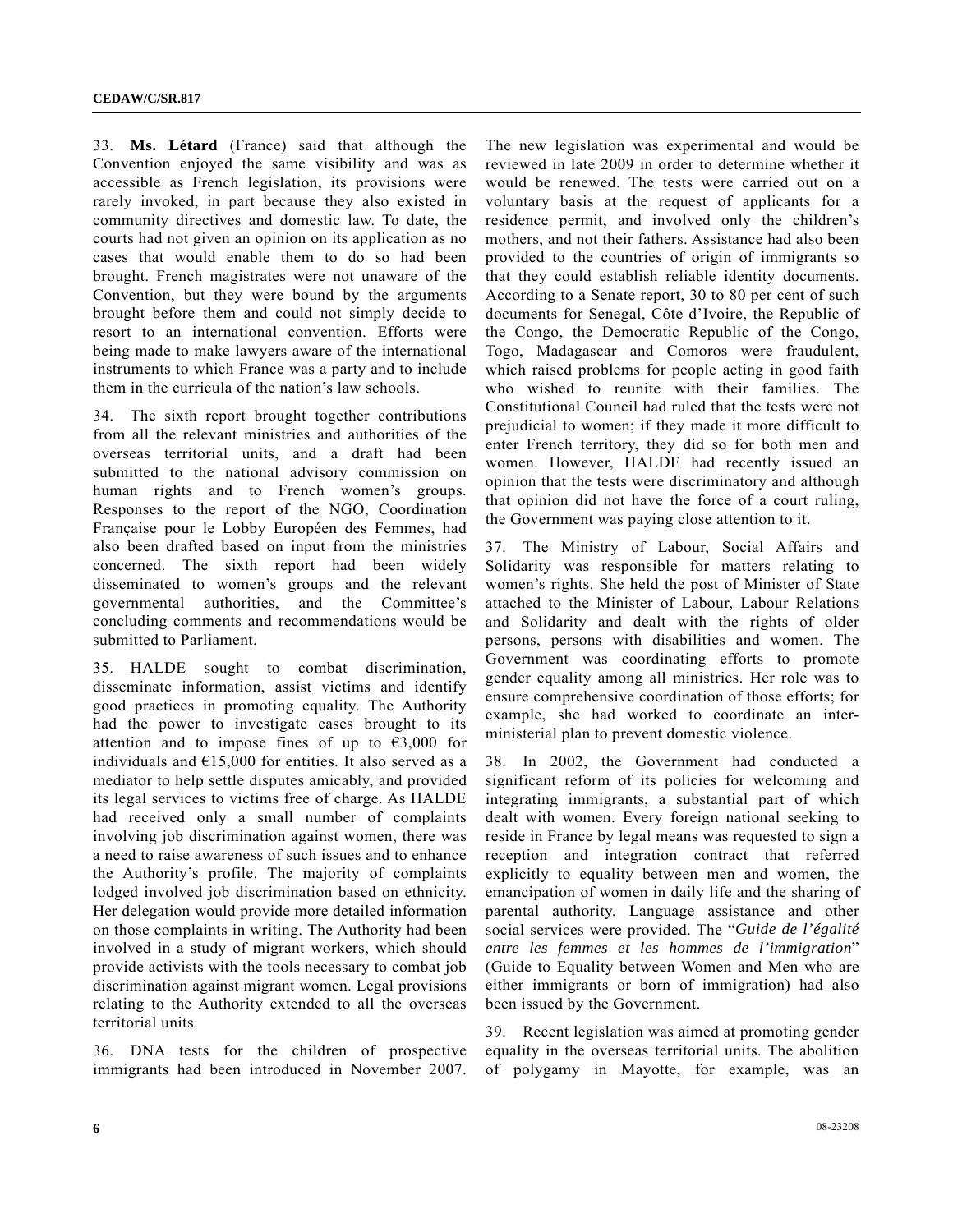33. **Ms. Létard** (France) said that although the Convention enjoyed the same visibility and was as accessible as French legislation, its provisions were rarely invoked, in part because they also existed in community directives and domestic law. To date, the courts had not given an opinion on its application as no cases that would enable them to do so had been brought. French magistrates were not unaware of the Convention, but they were bound by the arguments brought before them and could not simply decide to resort to an international convention. Efforts were being made to make lawyers aware of the international instruments to which France was a party and to include them in the curricula of the nation's law schools.

34. The sixth report brought together contributions from all the relevant ministries and authorities of the overseas territorial units, and a draft had been submitted to the national advisory commission on human rights and to French women's groups. Responses to the report of the NGO, Coordination Française pour le Lobby Européen des Femmes, had also been drafted based on input from the ministries concerned. The sixth report had been widely disseminated to women's groups and the relevant governmental authorities, and the Committee's concluding comments and recommendations would be submitted to Parliament.

35. HALDE sought to combat discrimination, disseminate information, assist victims and identify good practices in promoting equality. The Authority had the power to investigate cases brought to its attention and to impose fines of up to €3,000 for individuals and €15,000 for entities. It also served as a mediator to help settle disputes amicably, and provided its legal services to victims free of charge. As HALDE had received only a small number of complaints involving job discrimination against women, there was a need to raise awareness of such issues and to enhance the Authority's profile. The majority of complaints lodged involved job discrimination based on ethnicity. Her delegation would provide more detailed information on those complaints in writing. The Authority had been involved in a study of migrant workers, which should provide activists with the tools necessary to combat job discrimination against migrant women. Legal provisions relating to the Authority extended to all the overseas territorial units.

36. DNA tests for the children of prospective immigrants had been introduced in November 2007. The new legislation was experimental and would be reviewed in late 2009 in order to determine whether it would be renewed. The tests were carried out on a voluntary basis at the request of applicants for a residence permit, and involved only the children's mothers, and not their fathers. Assistance had also been provided to the countries of origin of immigrants so that they could establish reliable identity documents. According to a Senate report, 30 to 80 per cent of such documents for Senegal, Côte d'Ivoire, the Republic of the Congo, the Democratic Republic of the Congo, Togo, Madagascar and Comoros were fraudulent, which raised problems for people acting in good faith who wished to reunite with their families. The Constitutional Council had ruled that the tests were not prejudicial to women; if they made it more difficult to enter French territory, they did so for both men and women. However, HALDE had recently issued an opinion that the tests were discriminatory and although that opinion did not have the force of a court ruling, the Government was paying close attention to it.

37. The Ministry of Labour, Social Affairs and Solidarity was responsible for matters relating to women's rights. She held the post of Minister of State attached to the Minister of Labour, Labour Relations and Solidarity and dealt with the rights of older persons, persons with disabilities and women. The Government was coordinating efforts to promote gender equality among all ministries. Her role was to ensure comprehensive coordination of those efforts; for example, she had worked to coordinate an inter-ministerial plan to prevent domestic violence.

38. In 2002, the Government had conducted a significant reform of its policies for welcoming and integrating immigrants, a substantial part of which dealt with women. Every foreign national seeking to reside in France by legal means was requested to sign a reception and integration contract that referred explicitly to equality between men and women, the emancipation of women in daily life and the sharing of parental authority. Language assistance and other social services were provided. The "*Guide de l'égalité entre les femmes et les hommes de l'immigration*" (Guide to Equality between Women and Men who are either immigrants or born of immigration) had also been issued by the Government.

39. Recent legislation was aimed at promoting gender equality in the overseas territorial units. The abolition of polygamy in Mayotte, for example, was an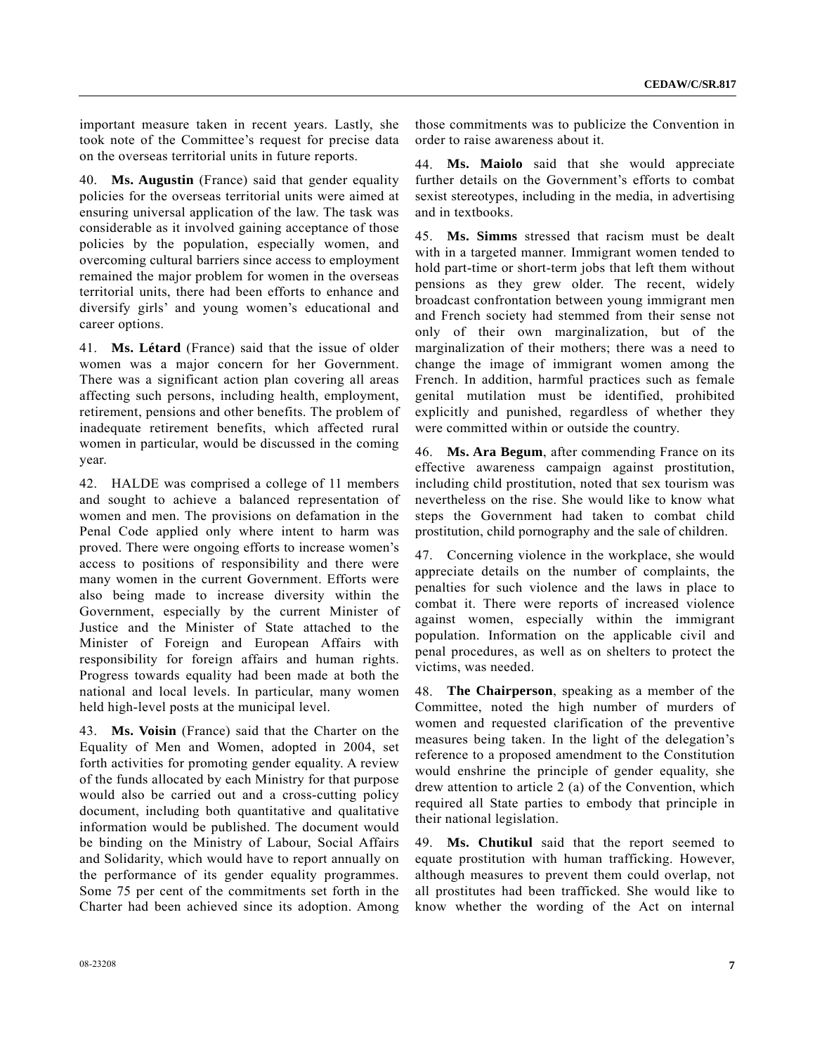important measure taken in recent years. Lastly, she took note of the Committee's request for precise data on the overseas territorial units in future reports.

40. **Ms. Augustin** (France) said that gender equality policies for the overseas territorial units were aimed at ensuring universal application of the law. The task was considerable as it involved gaining acceptance of those policies by the population, especially women, and overcoming cultural barriers since access to employment remained the major problem for women in the overseas territorial units, there had been efforts to enhance and diversify girls' and young women's educational and career options.

41. **Ms. Létard** (France) said that the issue of older women was a major concern for her Government. There was a significant action plan covering all areas affecting such persons, including health, employment, retirement, pensions and other benefits. The problem of inadequate retirement benefits, which affected rural women in particular, would be discussed in the coming year.

42. HALDE was comprised a college of 11 members and sought to achieve a balanced representation of women and men. The provisions on defamation in the Penal Code applied only where intent to harm was proved. There were ongoing efforts to increase women's access to positions of responsibility and there were many women in the current Government. Efforts were also being made to increase diversity within the Government, especially by the current Minister of Justice and the Minister of State attached to the Minister of Foreign and European Affairs with responsibility for foreign affairs and human rights. Progress towards equality had been made at both the national and local levels. In particular, many women held high-level posts at the municipal level.

43. **Ms. Voisin** (France) said that the Charter on the Equality of Men and Women, adopted in 2004, set forth activities for promoting gender equality. A review of the funds allocated by each Ministry for that purpose would also be carried out and a cross-cutting policy document, including both quantitative and qualitative information would be published. The document would be binding on the Ministry of Labour, Social Affairs and Solidarity, which would have to report annually on the performance of its gender equality programmes. Some 75 per cent of the commitments set forth in the Charter had been achieved since its adoption. Among those commitments was to publicize the Convention in order to raise awareness about it.

44. **Ms. Maiolo** said that she would appreciate further details on the Government's efforts to combat sexist stereotypes, including in the media, in advertising and in textbooks.

45. **Ms. Simms** stressed that racism must be dealt with in a targeted manner. Immigrant women tended to hold part-time or short-term jobs that left them without pensions as they grew older. The recent, widely broadcast confrontation between young immigrant men and French society had stemmed from their sense not only of their own marginalization, but of the marginalization of their mothers; there was a need to change the image of immigrant women among the French. In addition, harmful practices such as female genital mutilation must be identified, prohibited explicitly and punished, regardless of whether they were committed within or outside the country.

46. **Ms. Ara Begum**, after commending France on its effective awareness campaign against prostitution, including child prostitution, noted that sex tourism was nevertheless on the rise. She would like to know what steps the Government had taken to combat child prostitution, child pornography and the sale of children.

47. Concerning violence in the workplace, she would appreciate details on the number of complaints, the penalties for such violence and the laws in place to combat it. There were reports of increased violence against women, especially within the immigrant population. Information on the applicable civil and penal procedures, as well as on shelters to protect the victims, was needed.

48. **The Chairperson**, speaking as a member of the Committee, noted the high number of murders of women and requested clarification of the preventive measures being taken. In the light of the delegation's reference to a proposed amendment to the Constitution would enshrine the principle of gender equality, she drew attention to article 2 (a) of the Convention, which required all State parties to embody that principle in their national legislation.

49. **Ms. Chutikul** said that the report seemed to equate prostitution with human trafficking. However, although measures to prevent them could overlap, not all prostitutes had been trafficked. She would like to know whether the wording of the Act on internal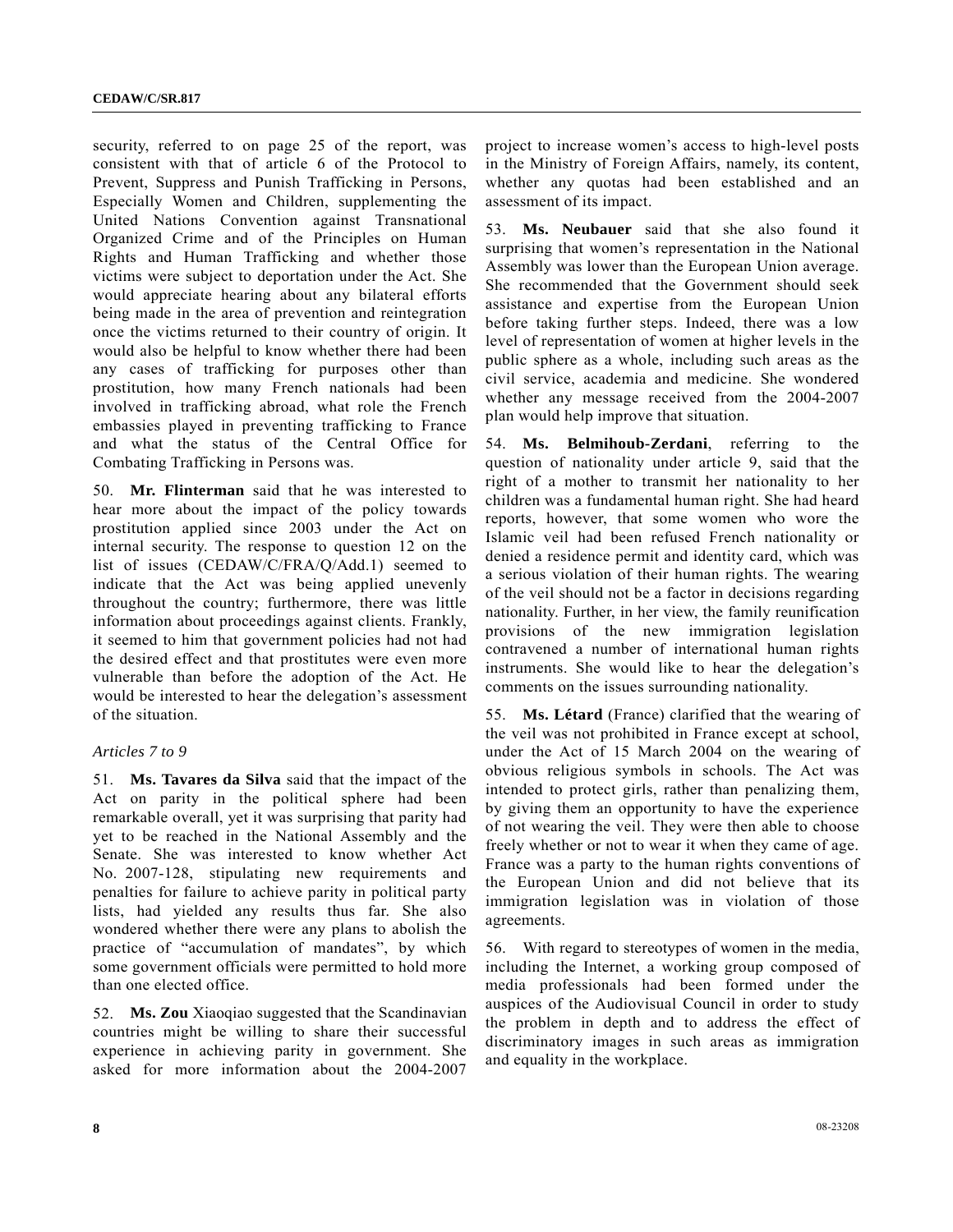security, referred to on page 25 of the report, was consistent with that of article 6 of the Protocol to Prevent, Suppress and Punish Trafficking in Persons, Especially Women and Children, supplementing the United Nations Convention against Transnational Organized Crime and of the Principles on Human Rights and Human Trafficking and whether those victims were subject to deportation under the Act. She would appreciate hearing about any bilateral efforts being made in the area of prevention and reintegration once the victims returned to their country of origin. It would also be helpful to know whether there had been any cases of trafficking for purposes other than prostitution, how many French nationals had been involved in trafficking abroad, what role the French embassies played in preventing trafficking to France and what the status of the Central Office for Combating Trafficking in Persons was.

50. **Mr. Flinterman** said that he was interested to hear more about the impact of the policy towards prostitution applied since 2003 under the Act on internal security. The response to question 12 on the list of issues (CEDAW/C/FRA/Q/Add.1) seemed to indicate that the Act was being applied unevenly throughout the country; furthermore, there was little information about proceedings against clients. Frankly, it seemed to him that government policies had not had the desired effect and that prostitutes were even more vulnerable than before the adoption of the Act. He would be interested to hear the delegation's assessment of the situation.

*Articles 7 to 9*

51. **Ms. Tavares da Silva** said that the impact of the Act on parity in the political sphere had been remarkable overall, yet it was surprising that parity had yet to be reached in the National Assembly and the Senate. She was interested to know whether Act No. 2007-128, stipulating new requirements and penalties for failure to achieve parity in political party lists, had yielded any results thus far. She also wondered whether there were any plans to abolish the practice of "accumulation of mandates", by which some government officials were permitted to hold more than one elected office.

52. **Ms. Zou** Xiaoqiao suggested that the Scandinavian countries might be willing to share their successful experience in achieving parity in government. She asked for more information about the 2004-2007 project to increase women's access to high-level posts in the Ministry of Foreign Affairs, namely, its content, whether any quotas had been established and an assessment of its impact.

53. **Ms. Neubauer** said that she also found it surprising that women's representation in the National Assembly was lower than the European Union average. She recommended that the Government should seek assistance and expertise from the European Union before taking further steps. Indeed, there was a low level of representation of women at higher levels in the public sphere as a whole, including such areas as the civil service, academia and medicine. She wondered whether any message received from the 2004-2007 plan would help improve that situation.

54. **Ms. Belmihoub-Zerdani**, referring to the question of nationality under article 9, said that the right of a mother to transmit her nationality to her children was a fundamental human right. She had heard reports, however, that some women who wore the Islamic veil had been refused French nationality or denied a residence permit and identity card, which was a serious violation of their human rights. The wearing of the veil should not be a factor in decisions regarding nationality. Further, in her view, the family reunification provisions of the new immigration legislation contravened a number of international human rights instruments. She would like to hear the delegation's comments on the issues surrounding nationality.

55. **Ms. Létard** (France) clarified that the wearing of the veil was not prohibited in France except at school, under the Act of 15 March 2004 on the wearing of obvious religious symbols in schools. The Act was intended to protect girls, rather than penalizing them, by giving them an opportunity to have the experience of not wearing the veil. They were then able to choose freely whether or not to wear it when they came of age. France was a party to the human rights conventions of the European Union and did not believe that its immigration legislation was in violation of those agreements.

56. With regard to stereotypes of women in the media, including the Internet, a working group composed of media professionals had been formed under the auspices of the Audiovisual Council in order to study the problem in depth and to address the effect of discriminatory images in such areas as immigration and equality in the workplace.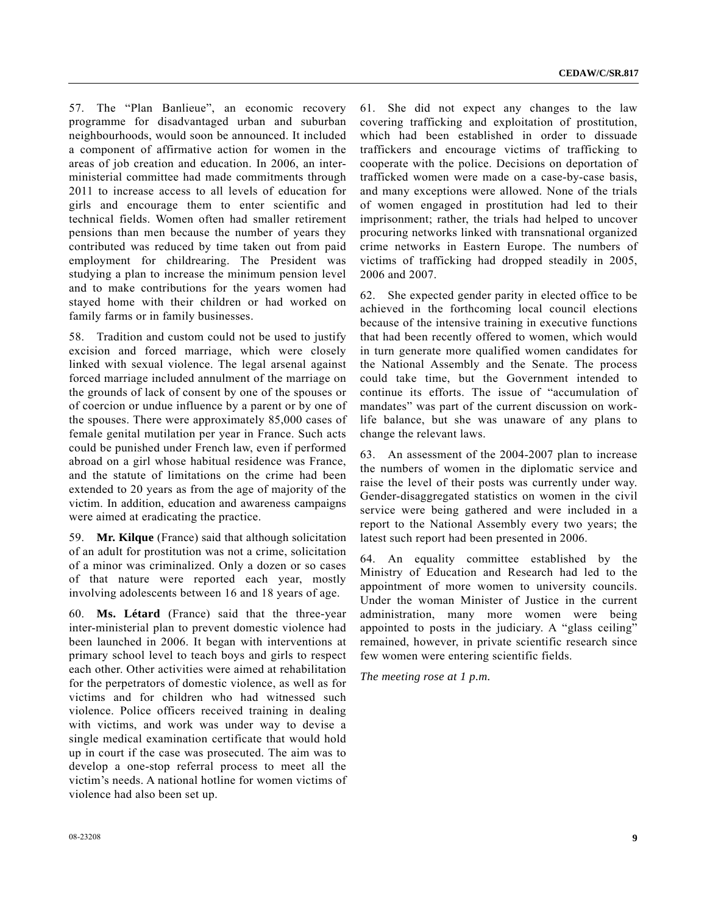57. The "Plan Banlieue", an economic recovery programme for disadvantaged urban and suburban neighbourhoods, would soon be announced. It included a component of affirmative action for women in the areas of job creation and education. In 2006, an inter-ministerial committee had made commitments through 2011 to increase access to all levels of education for girls and encourage them to enter scientific and technical fields. Women often had smaller retirement pensions than men because the number of years they contributed was reduced by time taken out from paid employment for childrearing. The President was studying a plan to increase the minimum pension level and to make contributions for the years women had stayed home with their children or had worked on family farms or in family businesses.

58. Tradition and custom could not be used to justify excision and forced marriage, which were closely linked with sexual violence. The legal arsenal against forced marriage included annulment of the marriage on the grounds of lack of consent by one of the spouses or of coercion or undue influence by a parent or by one of the spouses. There were approximately 85,000 cases of female genital mutilation per year in France. Such acts could be punished under French law, even if performed abroad on a girl whose habitual residence was France, and the statute of limitations on the crime had been extended to 20 years as from the age of majority of the victim. In addition, education and awareness campaigns were aimed at eradicating the practice.

59. **Mr. Kilque** (France) said that although solicitation of an adult for prostitution was not a crime, solicitation of a minor was criminalized. Only a dozen or so cases of that nature were reported each year, mostly involving adolescents between 16 and 18 years of age.

60. **Ms. Létard** (France) said that the three-year inter-ministerial plan to prevent domestic violence had been launched in 2006. It began with interventions at primary school level to teach boys and girls to respect each other. Other activities were aimed at rehabilitation for the perpetrators of domestic violence, as well as for victims and for children who had witnessed such violence. Police officers received training in dealing with victims, and work was under way to devise a single medical examination certificate that would hold up in court if the case was prosecuted. The aim was to develop a one-stop referral process to meet all the victim's needs. A national hotline for women victims of violence had also been set up.

61. She did not expect any changes to the law covering trafficking and exploitation of prostitution, which had been established in order to dissuade traffickers and encourage victims of trafficking to cooperate with the police. Decisions on deportation of trafficked women were made on a case-by-case basis, and many exceptions were allowed. None of the trials of women engaged in prostitution had led to their imprisonment; rather, the trials had helped to uncover procuring networks linked with transnational organized crime networks in Eastern Europe. The numbers of victims of trafficking had dropped steadily in 2005, 2006 and 2007.

62. She expected gender parity in elected office to be achieved in the forthcoming local council elections because of the intensive training in executive functions that had been recently offered to women, which would in turn generate more qualified women candidates for the National Assembly and the Senate. The process could take time, but the Government intended to continue its efforts. The issue of "accumulation of mandates" was part of the current discussion on work-life balance, but she was unaware of any plans to change the relevant laws.

63. An assessment of the 2004-2007 plan to increase the numbers of women in the diplomatic service and raise the level of their posts was currently under way. Gender-disaggregated statistics on women in the civil service were being gathered and were included in a report to the National Assembly every two years; the latest such report had been presented in 2006.

64. An equality committee established by the Ministry of Education and Research had led to the appointment of more women to university councils. Under the woman Minister of Justice in the current administration, many more women were being appointed to posts in the judiciary. A "glass ceiling" remained, however, in private scientific research since few women were entering scientific fields.

*The meeting rose at 1 p.m.*